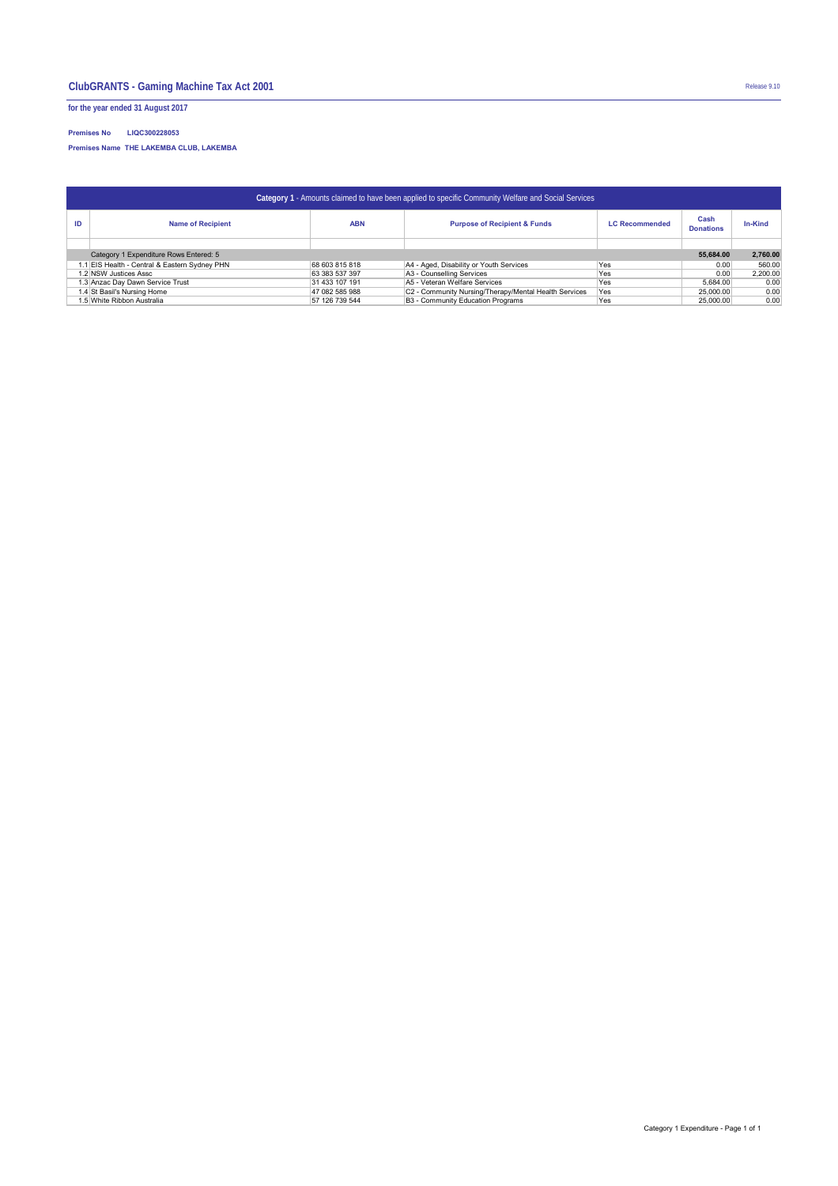# ClubGRANTS - Gaming Machine Tax Act 2001

Release 9.10

**for the year ended 31 August 2017**

**Premises No** LIQC300228053

**Premises Name** THE LAKEMBA CLUB, LAKEMBA

| Category 1 - Amounts claimed to have been applied to specific Community Welfare and Social Services | | | | | | |
|---|---|---|---|---|---|---|
| **ID** | **Name of Recipient** | **ABN** | **Purpose of Recipient & Funds** | **LC Recommended** | **Cash Donations** | **In-Kind** |
| | | | | | | |
| | Category 1 Expenditure Rows Entered: 5 | | | | **55,684.00** | **2,760.00** |
| 1.1 | EIS Health - Central & Eastern Sydney PHN | 68 603 815 818 | A4 - Aged, Disability or Youth Services | Yes | 0.00 | 560.00 |
| 1.2 | NSW Justices Assc | 63 383 537 397 | A3 - Counselling Services | Yes | 0.00 | 2,200.00 |
| 1.3 | Anzac Day Dawn Service Trust | 31 433 107 191 | A5 - Veteran Welfare Services | Yes | 5,684.00 | 0.00 |
| 1.4 | St Basil's Nursing Home | 47 082 585 988 | C2 - Community Nursing/Therapy/Mental Health Services | Yes | 25,000.00 | 0.00 |
| 1.5 | White Ribbon Australia | 57 126 739 544 | B3 - Community Education Programs | Yes | 25,000.00 | 0.00 |

Category 1 Expenditure - Page 1 of 1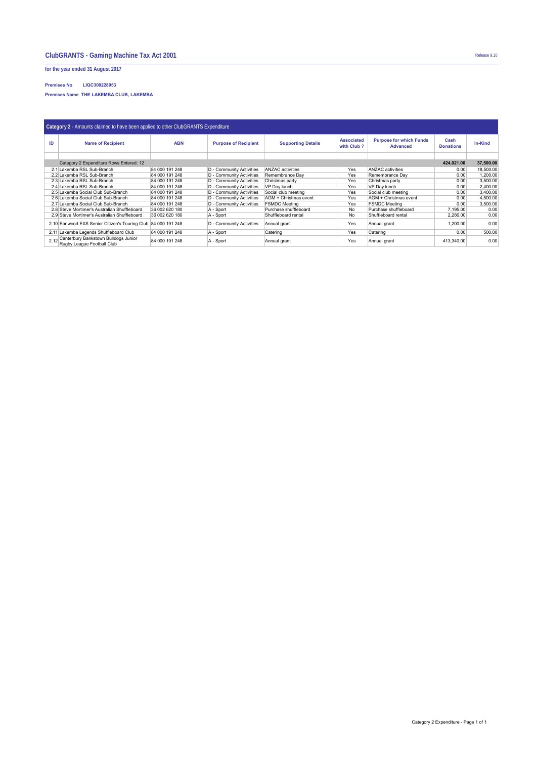## ClubGRANTS - Gaming Machine Tax Act 2001

Release 9.10

**for the year ended 31 August 2017**

**Premises No** LIQC300228053

**Premises Name** THE LAKEMBA CLUB, LAKEMBA

**Category 2** - Amounts claimed to have been applied to other ClubGRANTS Expenditure

| ID | Name of Recipient | ABN | Purpose of Recipient | Supporting Details | Associated with Club ? | Purpose for which Funds Advanced | Cash Donations | In-Kind |
|---|---|---|---|---|---|---|---|---|
| | Category 2 Expenditure Rows Entered: 12 | | | | | | **424,021.00** | **37,500.00** |
| 2.1 | Lakemba RSL Sub-Branch | 84 000 191 248 | D - Community Activities | ANZAC activities | Yes | ANZAC activities | 0.00 | 18,500.00 |
| 2.2 | Lakemba RSL Sub-Branch | 84 000 191 248 | D - Community Activities | Remembrance Day | Yes | Remembrance Day | 0.00 | 1,200.00 |
| 2.3 | Lakemba RSL Sub-Branch | 84 000 191 248 | D - Community Activities | Christmas party | Yes | Christmas party | 0.00 | 3,500.00 |
| 2.4 | Lakemba RSL Sub-Branch | 84 000 191 248 | D - Community Activities | VP Day lunch | Yes | VP Day lunch | 0.00 | 2,400.00 |
| 2.5 | Lakemba Social Club Sub-Branch | 84 000 191 248 | D - Community Activities | Social club meeting | Yes | Social club meeting | 0.00 | 3,400.00 |
| 2.6 | Lakemba Social Club Sub-Branch | 84 000 191 248 | D - Community Activities | AGM + Christmas event | Yes | AGM + Christmas event | 0.00 | 4,500.00 |
| 2.7 | Lakemba Social Club Sub-Branch | 84 000 191 248 | D - Community Activities | FSMDC Meeting | Yes | FSMDC Meeting | 0.00 | 3,500.00 |
| 2.8 | Steve Mortimer's Australian Shuffleboard | 36 002 620 180 | A - Sport | Purchase shuffleboard | No | Purchase shuffleboard | 7,195.00 | 0.00 |
| 2.9 | Steve Mortimer's Australian Shuffleboard | 36 002 620 180 | A - Sport | Shuffleboard rental | No | Shuffleboard rental | 2,286.00 | 0.00 |
| 2.10 | Earlwood EXS Senior Citizen's Touring Club | 84 000 191 248 | D - Community Activities | Annual grant | Yes | Annual grant | 1,200.00 | 0.00 |
| 2.11 | Lakemba Legends Shuffleboard Club | 84 000 191 248 | A - Sport | Catering | Yes | Catering | 0.00 | 500.00 |
| 2.12 | Canterbury Bankstown Bulldogs Junior Rugby League Football Club | 84 000 191 248 | A - Sport | Annual grant | Yes | Annual grant | 413,340.00 | 0.00 |